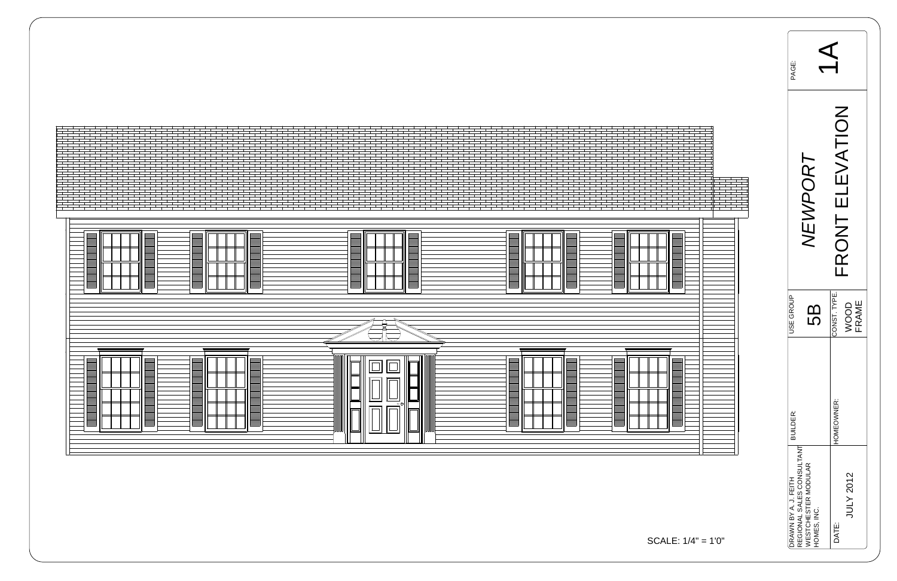SCALE: 1/4" = 1'0"

DRAWN BY A. J. FEITH
REGIONAL SALES CONSULTANT
WESTCHESTER MODULAR
HOMES, INC.

DATE: JULY 2012

BUILDER:

HOMEOWNER:

USE GROUP: 5B

CONST. TYPE: WOOD FRAME

*NEWPORT*

FRONT ELEVATION

PAGE: 1A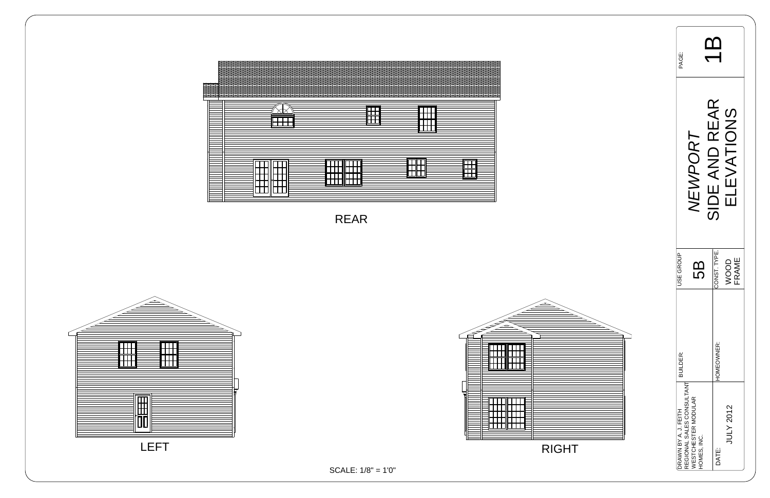REAR

LEFT

RIGHT

SCALE: 1/8" = 1'0"

| | |
|---|---|
| PAGE: | 1B |
| *NEWPORT* SIDE AND REAR ELEVATIONS | |
| USE GROUP | 5B |
| CONST. TYPE. | WOOD FRAME |
| BUILDER: | |
| HOMEOWNER: | |
| DRAWN BY A. J. FEITH REGIONAL SALES CONSULTANT WESTCHESTER MODULAR HOMES, INC. | |
| DATE: | JULY 2012 |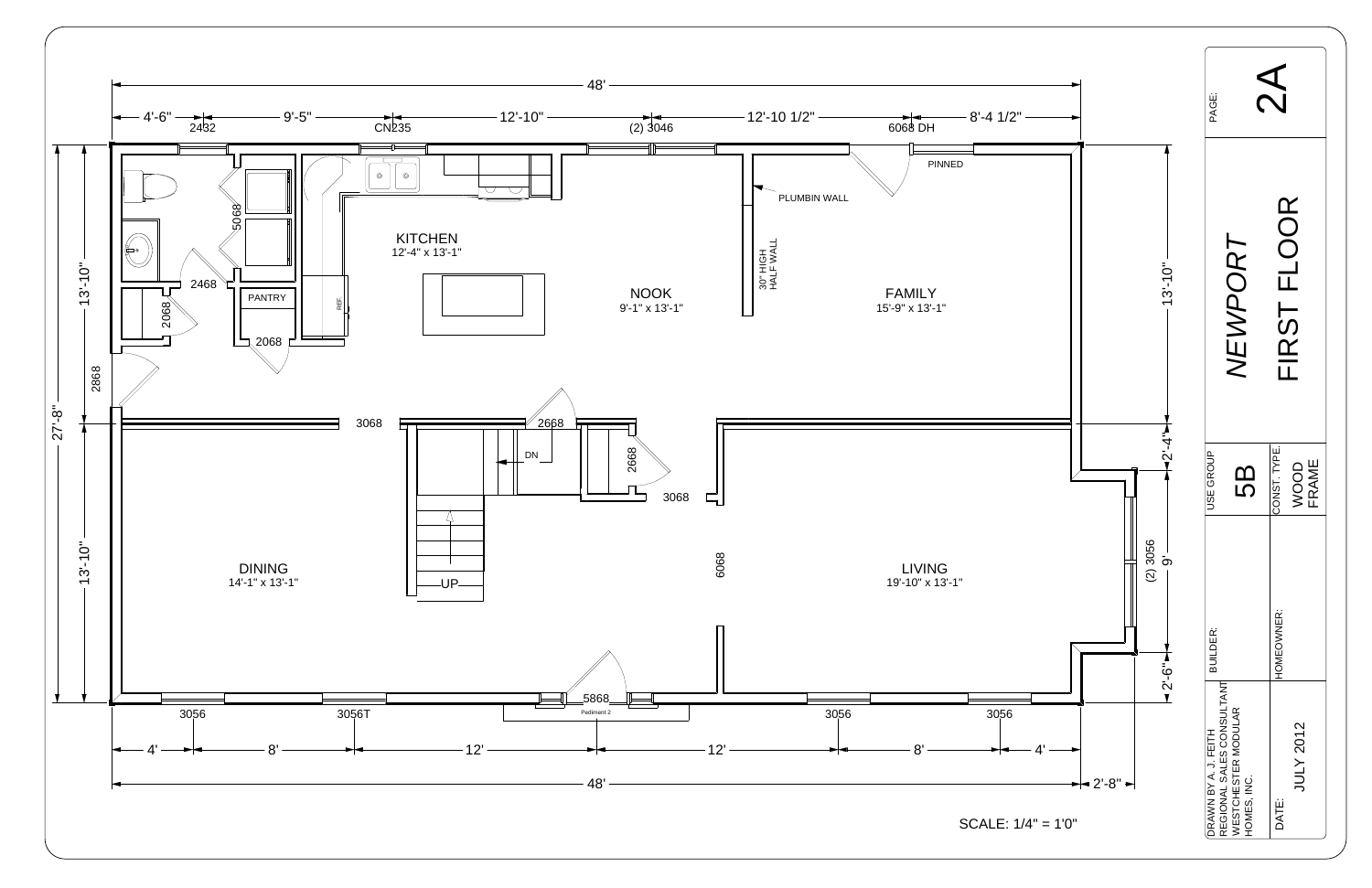# NEWPORT FIRST FLOOR

**PAGE:** 2A

**USE GROUP:** 5B

**CONST. TYPE:** WOOD FRAME

**BUILDER:**

**HOMEOWNER:**

DRAWN BY A. J. FEITH
REGIONAL SALES CONSULTANT
WESTCHESTER MODULAR HOMES, INC.

**DATE:** JULY 2012

SCALE: 1/4" = 1'0"

## Rooms

| Room | Dimensions |
| --- | --- |
| KITCHEN | 12'-4" x 13'-1" |
| NOOK | 9'-1" x 13'-1" |
| FAMILY | 15'-9" x 13'-1" |
| DINING | 14'-1" x 13'-1" |
| LIVING | 19'-10" x 13'-1" |

## Labels

- PANTRY
- REF
- PLUMBIN WALL
- 30" HIGH HALF WALL
- PINNED
- DN
- UP
- Pediment 2

## Dimensions

- Overall width: 48'
- Top: 4'-6", 9'-5", 12'-10", 12'-10 1/2", 8'-4 1/2"
- Bottom: 4', 8', 12', 12', 8', 4'; 2'-8"
- Left: 27'-8" (13'-10", 13'-10")
- Right: 13'-10", 2'-4", 9', 2'-6"

## Doors and Windows

2432, CN235, (2) 3046, 6068 DH, 5068, 2468, 2068, 2068, 2868, 3068, 2668, 2668, 3068, 6068, (2) 3056, 3056, 3056T, 5868, 3056, 3056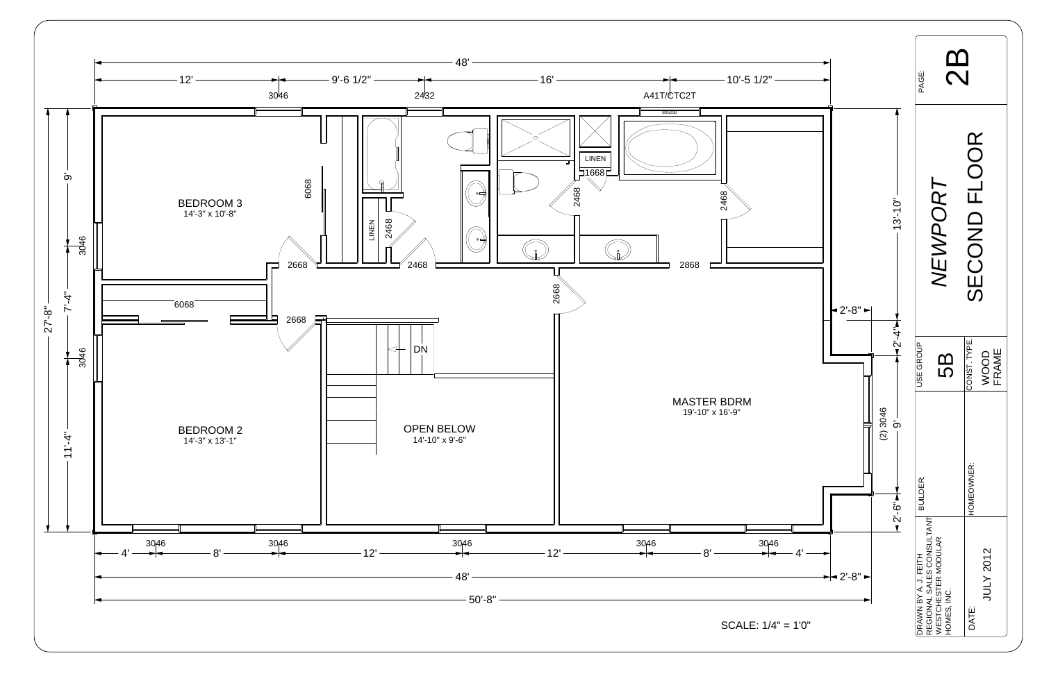# NEWPORT SECOND FLOOR

PAGE: 2B

BEDROOM 3
14'-3" x 10'-8"

BEDROOM 2
14'-3" x 13'-1"

OPEN BELOW
14'-10" x 9'-6"

MASTER BDRM
19'-10" x 16'-9"

DN

LINEN

LINEN

48'

12'

9'-6 1/2"

16'

10'-5 1/2"

3046

2432

A41T/CTC2T

9'

3046

7'-4"

27'-8"

3046

11'-4"

13'-10"

2'-8"

2'-4"

(2) 3046

9'

2'-6"

6068

2668

2468

2468

2468

1668

2468

2468

2868

2668

6068

2668

4'

3046

8'

3046

12'

3046

12'

3046

8'

3046

4'

48'

2'-8"

50'-8"

SCALE: 1/4" = 1'0"

| | |
|---|---|
| USE GROUP | 5B |
| CONST. TYPE: | WOOD FRAME |
| BUILDER: | |
| HOMEOWNER: | |
| DRAWN BY A. J. FEITH<br>REGIONAL SALES CONSULTANT<br>WESTCHESTER MODULAR HOMES, INC. | |
| DATE: | JULY 2012 |